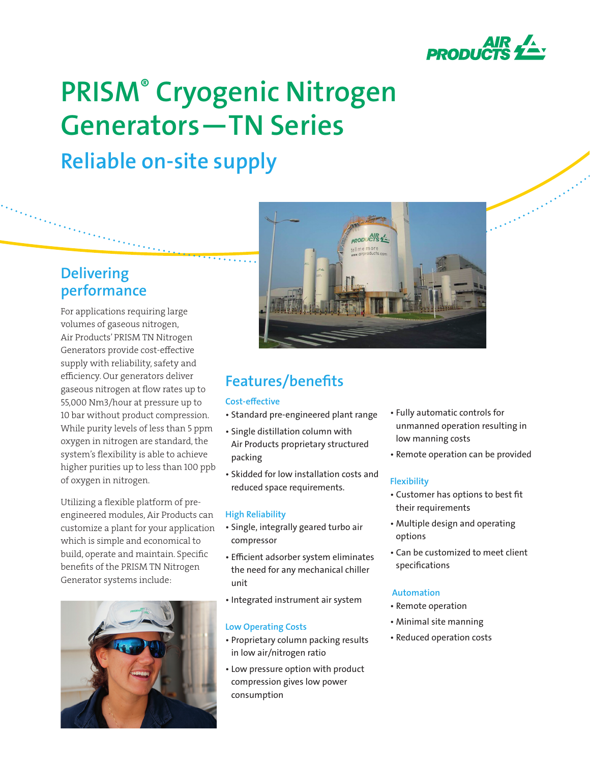# PRISM® Cryogenic Nitrogen Generators—TN Series

## Reliable on-site supply

### Delivering performance

For applications requiring large volumes of gaseous nitrogen, Air Products' PRISM TN Nitrogen Generators provide cost-effective supply with reliability, safety and efficiency. Our generators deliver gaseous nitrogen at flow rates up to 55,000 Nm3/hour at pressure up to 10 bar without product compression. While purity levels of less than 5 ppm oxygen in nitrogen are standard, the system's flexibility is able to achieve higher purities up to less than 100 ppb of oxygen in nitrogen.

Utilizing a flexible platform of pre-engineered modules, Air Products can customize a plant for your application which is simple and economical to build, operate and maintain. Specific benefits of the PRISM TN Nitrogen Generator systems include:

## Features/benefits

### Cost-effective

- Standard pre-engineered plant range
- Single distillation column with Air Products proprietary structured packing
- Skidded for low installation costs and reduced space requirements.

### High Reliability

- Single, integrally geared turbo air compressor
- Efficient adsorber system eliminates the need for any mechanical chiller unit
- Integrated instrument air system

### Low Operating Costs

- Proprietary column packing results in low air/nitrogen ratio
- Low pressure option with product compression gives low power consumption
- Fully automatic controls for unmanned operation resulting in low manning costs
- Remote operation can be provided

### Flexibility

- Customer has options to best fit their requirements
- Multiple design and operating options
- Can be customized to meet client specifications

### Automation

- Remote operation
- Minimal site manning
- Reduced operation costs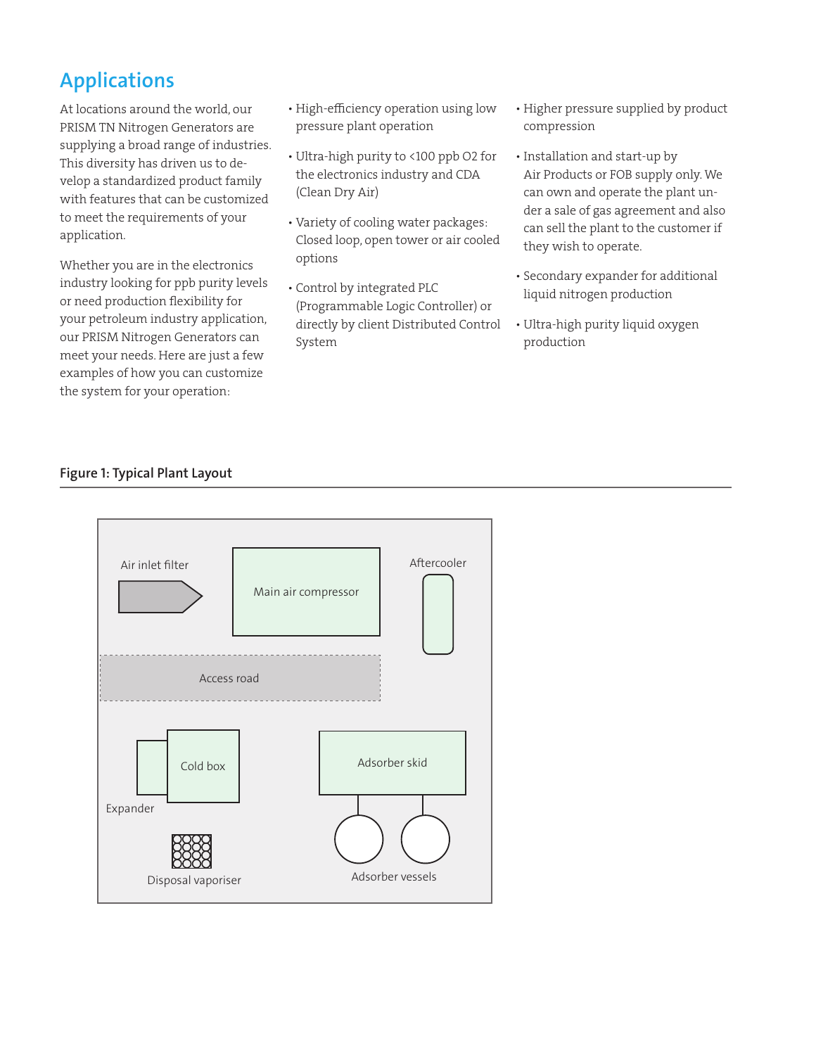## Applications

At locations around the world, our PRISM TN Nitrogen Generators are supplying a broad range of industries. This diversity has driven us to develop a standardized product family with features that can be customized to meet the requirements of your application.

Whether you are in the electronics industry looking for ppb purity levels or need production flexibility for your petroleum industry application, our PRISM Nitrogen Generators can meet your needs. Here are just a few examples of how you can customize the system for your operation:

- High-efficiency operation using low pressure plant operation
- Ultra-high purity to <100 ppb O2 for the electronics industry and CDA (Clean Dry Air)
- Variety of cooling water packages: Closed loop, open tower or air cooled options
- Control by integrated PLC (Programmable Logic Controller) or directly by client Distributed Control System
- Higher pressure supplied by product compression
- Installation and start-up by Air Products or FOB supply only. We can own and operate the plant under a sale of gas agreement and also can sell the plant to the customer if they wish to operate.
- Secondary expander for additional liquid nitrogen production
- Ultra-high purity liquid oxygen production

**Figure 1: Typical Plant Layout**

Air inlet filter

Main air compressor

Aftercooler

Access road

Cold box

Expander

Adsorber skid

Disposal vaporiser

Adsorber vessels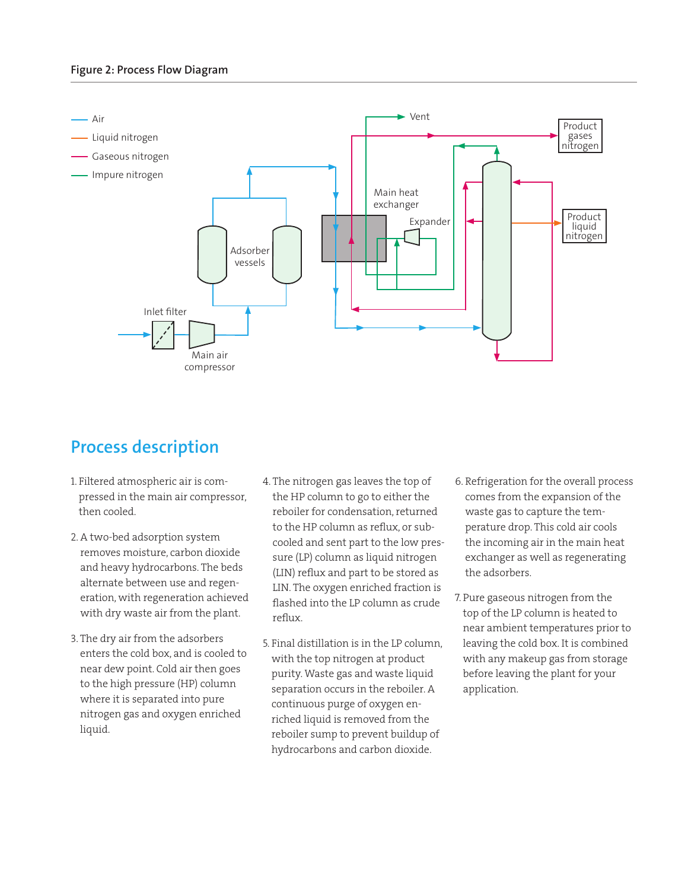**Figure 2: Process Flow Diagram**

## Process description

1. Filtered atmospheric air is compressed in the main air compressor, then cooled.

2. A two-bed adsorption system removes moisture, carbon dioxide and heavy hydrocarbons. The beds alternate between use and regeneration, with regeneration achieved with dry waste air from the plant.

3. The dry air from the adsorbers enters the cold box, and is cooled to near dew point. Cold air then goes to the high pressure (HP) column where it is separated into pure nitrogen gas and oxygen enriched liquid.

4. The nitrogen gas leaves the top of the HP column to go to either the reboiler for condensation, returned to the HP column as reflux, or subcooled and sent part to the low pressure (LP) column as liquid nitrogen (LIN) reflux and part to be stored as LIN. The oxygen enriched fraction is flashed into the LP column as crude reflux.

5. Final distillation is in the LP column, with the top nitrogen at product purity. Waste gas and waste liquid separation occurs in the reboiler. A continuous purge of oxygen enriched liquid is removed from the reboiler sump to prevent buildup of hydrocarbons and carbon dioxide.

6. Refrigeration for the overall process comes from the expansion of the waste gas to capture the temperature drop. This cold air cools the incoming air in the main heat exchanger as well as regenerating the adsorbers.

7. Pure gaseous nitrogen from the top of the LP column is heated to near ambient temperatures prior to leaving the cold box. It is combined with any makeup gas from storage before leaving the plant for your application.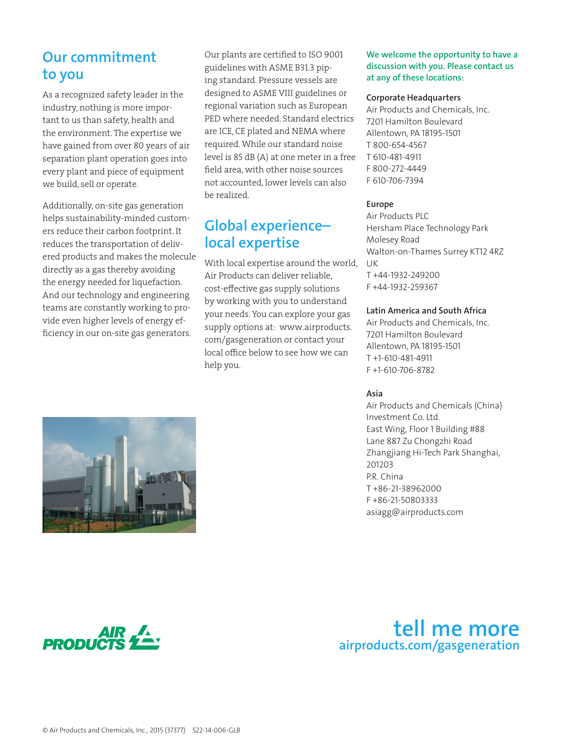## Our commitment to you

As a recognized safety leader in the industry, nothing is more important to us than safety, health and the environment. The expertise we have gained from over 80 years of air separation plant operation goes into every plant and piece of equipment we build, sell or operate.

Additionally, on-site gas generation helps sustainability-minded customers reduce their carbon footprint. It reduces the transportation of delivered products and makes the molecule directly as a gas thereby avoiding the energy needed for liquefaction. And our technology and engineering teams are constantly working to provide even higher levels of energy efficiency in our on-site gas generators.

Our plants are certified to ISO 9001 guidelines with ASME B31.3 piping standard. Pressure vessels are designed to ASME VIII guidelines or regional variation such as European PED where needed. Standard electrics are ICE, CE plated and NEMA where required. While our standard noise level is 85 dB (A) at one meter in a free field area, with other noise sources not accounted, lower levels can also be realized.

## Global experience–local expertise

With local expertise around the world, Air Products can deliver reliable, cost-effective gas supply solutions by working with you to understand your needs. You can explore your gas supply options at: www.airproducts.com/gasgeneration or contact your local office below to see how we can help you.

**We welcome the opportunity to have a discussion with you. Please contact us at any of these locations:**

**Corporate Headquarters**
Air Products and Chemicals, Inc.
7201 Hamilton Boulevard
Allentown, PA 18195-1501
T 800-654-4567
T 610-481-4911
F 800-272-4449
F 610-706-7394

**Europe**
Air Products PLC
Hersham Place Technology Park
Molesey Road
Walton-on-Thames Surrey KT12 4RZ
UK
T +44-1932-249200
F +44-1932-259367

**Latin America and South Africa**
Air Products and Chemicals, Inc.
7201 Hamilton Boulevard
Allentown, PA 18195-1501
T +1-610-481-4911
F +1-610-706-8782

**Asia**
Air Products and Chemicals (China) Investment Co. Ltd.
East Wing, Floor 1 Building #88
Lane 887 Zu Chongzhi Road
Zhangjiang Hi-Tech Park Shanghai, 201203
P.R. China
T +86-21-38962000
F +86-21-50803333
asiagg@airproducts.com

AIR PRODUCTS

**tell me more**
airproducts.com/gasgeneration

© Air Products and Chemicals, Inc., 2015 (37377) 522-14-006-GLB